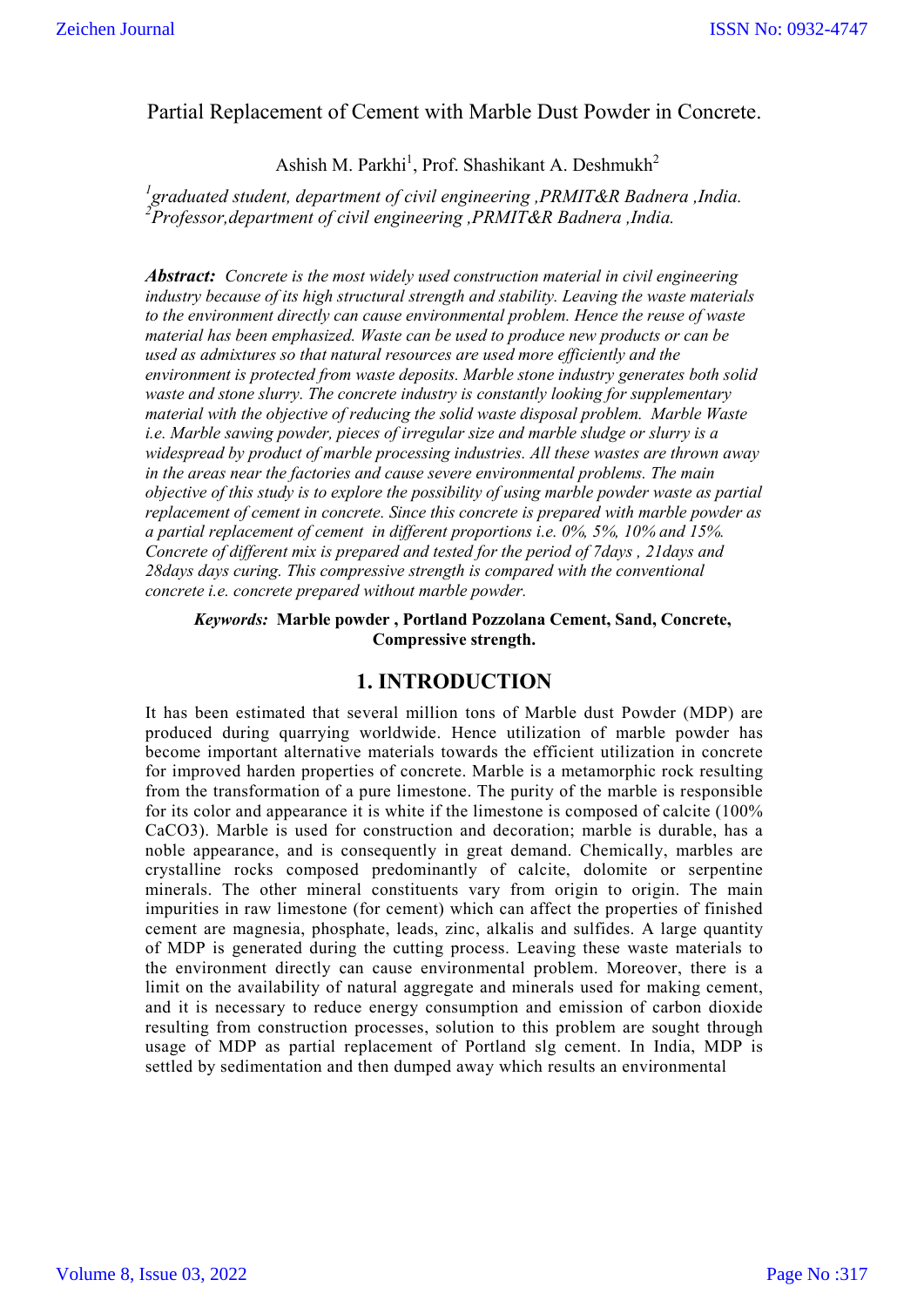# Partial Replacement of Cement with Marble Dust Powder in Concrete.

Ashish M. Parkhi[1], Prof. Shashikant A. Deshmukh[2]

[1]*graduated student, department of civil engineering ,PRMIT&R Badnera ,India.*
[2]*Professor,department of civil engineering ,PRMIT&R Badnera ,India.*

***Abstract:*** *Concrete is the most widely used construction material in civil engineering industry because of its high structural strength and stability. Leaving the waste materials to the environment directly can cause environmental problem. Hence the reuse of waste material has been emphasized. Waste can be used to produce new products or can be used as admixtures so that natural resources are used more efficiently and the environment is protected from waste deposits. Marble stone industry generates both solid waste and stone slurry. The concrete industry is constantly looking for supplementary material with the objective of reducing the solid waste disposal problem. Marble Waste i.e. Marble sawing powder, pieces of irregular size and marble sludge or slurry is a widespread by product of marble processing industries. All these wastes are thrown away in the areas near the factories and cause severe environmental problems. The main objective of this study is to explore the possibility of using marble powder waste as partial replacement of cement in concrete. Since this concrete is prepared with marble powder as a partial replacement of cement in different proportions i.e. 0%, 5%, 10% and 15%. Concrete of different mix is prepared and tested for the period of 7days , 21days and 28days days curing. This compressive strength is compared with the conventional concrete i.e. concrete prepared without marble powder.*

***Keywords:*** **Marble powder , Portland Pozzolana Cement, Sand, Concrete, Compressive strength.**

## 1. INTRODUCTION

It has been estimated that several million tons of Marble dust Powder (MDP) are produced during quarrying worldwide. Hence utilization of marble powder has become important alternative materials towards the efficient utilization in concrete for improved harden properties of concrete. Marble is a metamorphic rock resulting from the transformation of a pure limestone. The purity of the marble is responsible for its color and appearance it is white if the limestone is composed of calcite (100% $CaCO_3$). Marble is used for construction and decoration; marble is durable, has a noble appearance, and is consequently in great demand. Chemically, marbles are crystalline rocks composed predominantly of calcite, dolomite or serpentine minerals. The other mineral constituents vary from origin to origin. The main impurities in raw limestone (for cement) which can affect the properties of finished cement are magnesia, phosphate, leads, zinc, alkalis and sulfides. A large quantity of MDP is generated during the cutting process. Leaving these waste materials to the environment directly can cause environmental problem. Moreover, there is a limit on the availability of natural aggregate and minerals used for making cement, and it is necessary to reduce energy consumption and emission of carbon dioxide resulting from construction processes, solution to this problem are sought through usage of MDP as partial replacement of Portland slg cement. In India, MDP is settled by sedimentation and then dumped away which results an environmental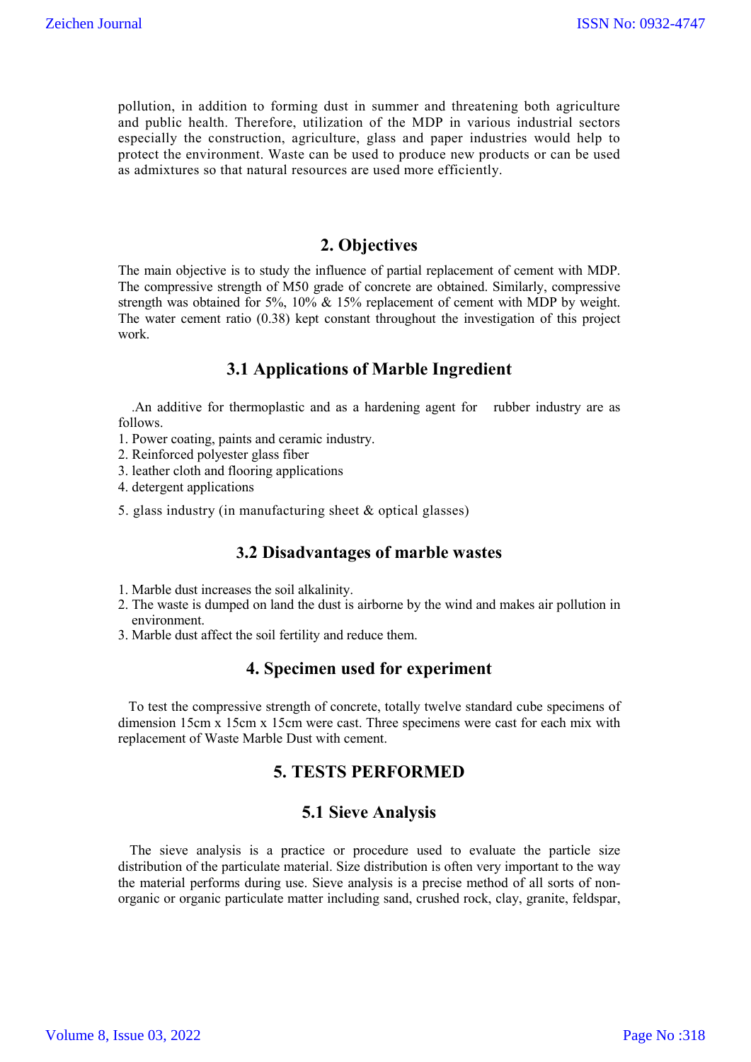pollution, in addition to forming dust in summer and threatening both agriculture and public health. Therefore, utilization of the MDP in various industrial sectors especially the construction, agriculture, glass and paper industries would help to protect the environment. Waste can be used to produce new products or can be used as admixtures so that natural resources are used more efficiently.

## 2. Objectives

The main objective is to study the influence of partial replacement of cement with MDP. The compressive strength of M50 grade of concrete are obtained. Similarly, compressive strength was obtained for 5%, 10% & 15% replacement of cement with MDP by weight. The water cement ratio (0.38) kept constant throughout the investigation of this project work.

## 3.1 Applications of Marble Ingredient

.An additive for thermoplastic and as a hardening agent for rubber industry are as follows.

1. Power coating, paints and ceramic industry.
2. Reinforced polyester glass fiber
3. leather cloth and flooring applications
4. detergent applications
5. glass industry (in manufacturing sheet & optical glasses)

## 3.2 Disadvantages of marble wastes

1. Marble dust increases the soil alkalinity.
2. The waste is dumped on land the dust is airborne by the wind and makes air pollution in environment.
3. Marble dust affect the soil fertility and reduce them.

## 4. Specimen used for experiment

To test the compressive strength of concrete, totally twelve standard cube specimens of dimension 15cm x 15cm x 15cm were cast. Three specimens were cast for each mix with replacement of Waste Marble Dust with cement.

## 5. TESTS PERFORMED

## 5.1 Sieve Analysis

The sieve analysis is a practice or procedure used to evaluate the particle size distribution of the particulate material. Size distribution is often very important to the way the material performs during use. Sieve analysis is a precise method of all sorts of non-organic or organic particulate matter including sand, crushed rock, clay, granite, feldspar,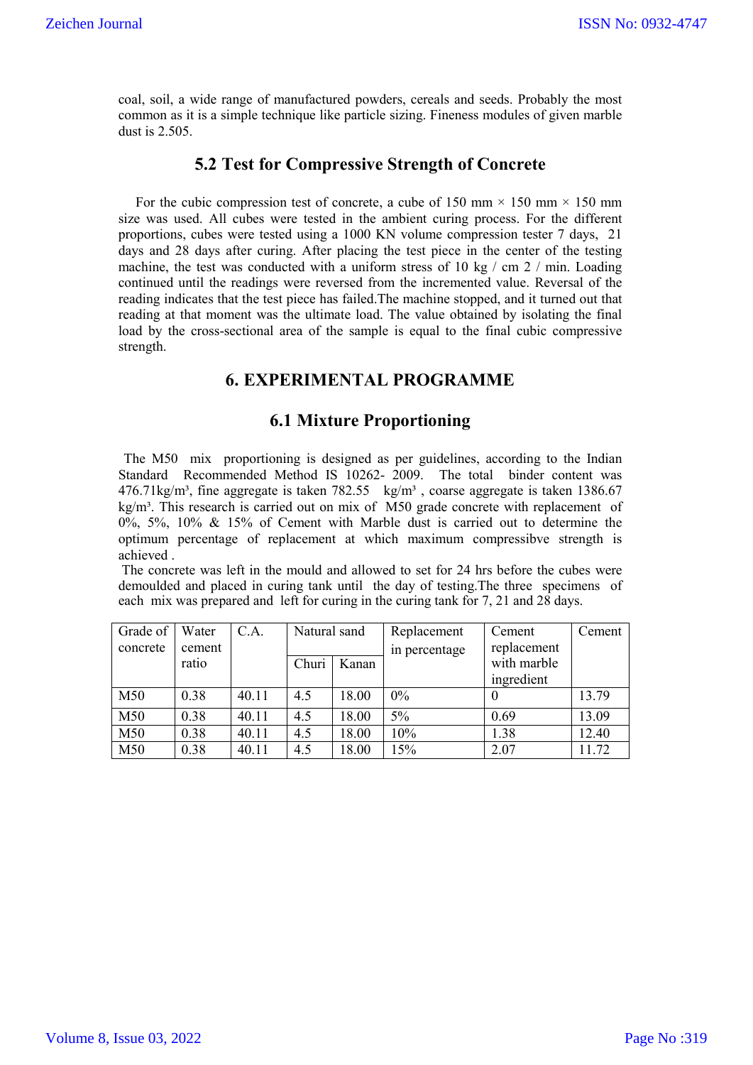coal, soil, a wide range of manufactured powders, cereals and seeds. Probably the most common as it is a simple technique like particle sizing. Fineness modules of given marble dust is 2.505.

## 5.2 Test for Compressive Strength of Concrete

For the cubic compression test of concrete, a cube of 150 mm × 150 mm × 150 mm size was used. All cubes were tested in the ambient curing process. For the different proportions, cubes were tested using a 1000 KN volume compression tester 7 days, 21 days and 28 days after curing. After placing the test piece in the center of the testing machine, the test was conducted with a uniform stress of 10 kg / cm 2 / min. Loading continued until the readings were reversed from the incremented value. Reversal of the reading indicates that the test piece has failed.The machine stopped, and it turned out that reading at that moment was the ultimate load. The value obtained by isolating the final load by the cross-sectional area of the sample is equal to the final cubic compressive strength.

# 6. EXPERIMENTAL PROGRAMME

## 6.1 Mixture Proportioning

The M50 mix proportioning is designed as per guidelines, according to the Indian Standard Recommended Method IS 10262- 2009. The total binder content was 476.71kg/m³, fine aggregate is taken 782.55 kg/m³ , coarse aggregate is taken 1386.67 kg/m³. This research is carried out on mix of M50 grade concrete with replacement of 0%, 5%, 10% & 15% of Cement with Marble dust is carried out to determine the optimum percentage of replacement at which maximum compressibve strength is achieved .

The concrete was left in the mould and allowed to set for 24 hrs before the cubes were demoulded and placed in curing tank until the day of testing.The three specimens of each mix was prepared and left for curing in the curing tank for 7, 21 and 28 days.

| Grade of concrete | Water cement ratio | C.A. | Natural sand | | Replacement in percentage | Cement replacement with marble ingredient | Cement |
|---|---|---|---|---|---|---|---|
| | | | Churi | Kanan | | | |
| M50 | 0.38 | 40.11 | 4.5 | 18.00 | 0% | 0 | 13.79 |
| M50 | 0.38 | 40.11 | 4.5 | 18.00 | 5% | 0.69 | 13.09 |
| M50 | 0.38 | 40.11 | 4.5 | 18.00 | 10% | 1.38 | 12.40 |
| M50 | 0.38 | 40.11 | 4.5 | 18.00 | 15% | 2.07 | 11.72 |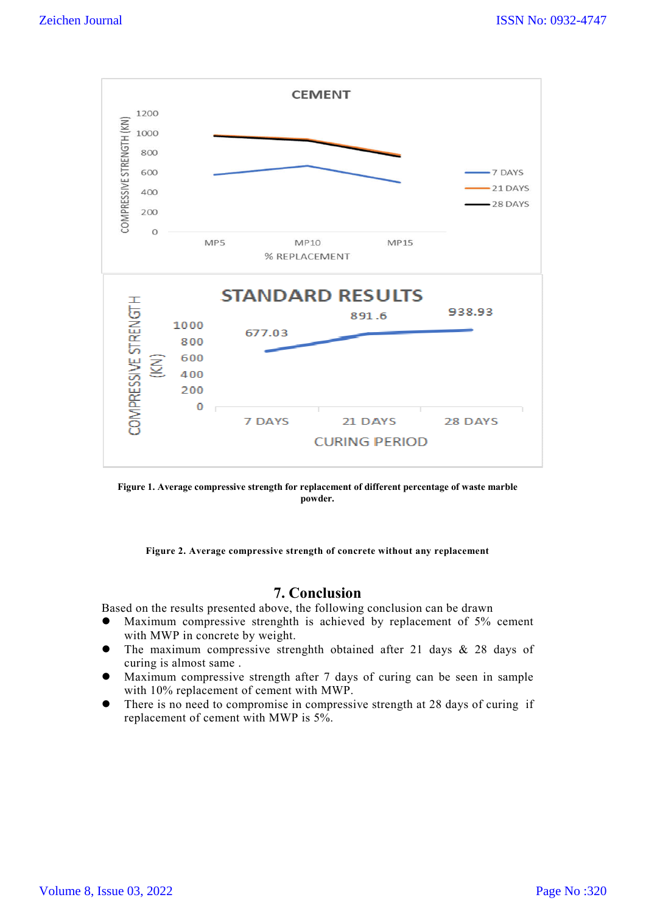Figure 1. Average compressive strength for replacement of different percentage of waste marble powder.

Figure 2. Average compressive strength of concrete without any replacement

## 7. Conclusion

Based on the results presented above, the following conclusion can be drawn

- Maximum compressive strenghth is achieved by replacement of 5% cement with MWP in concrete by weight.
- The maximum compressive strenghth obtained after 21 days & 28 days of curing is almost same .
- Maximum compressive strength after 7 days of curing can be seen in sample with 10% replacement of cement with MWP.
- There is no need to compromise in compressive strength at 28 days of curing if replacement of cement with MWP is 5%.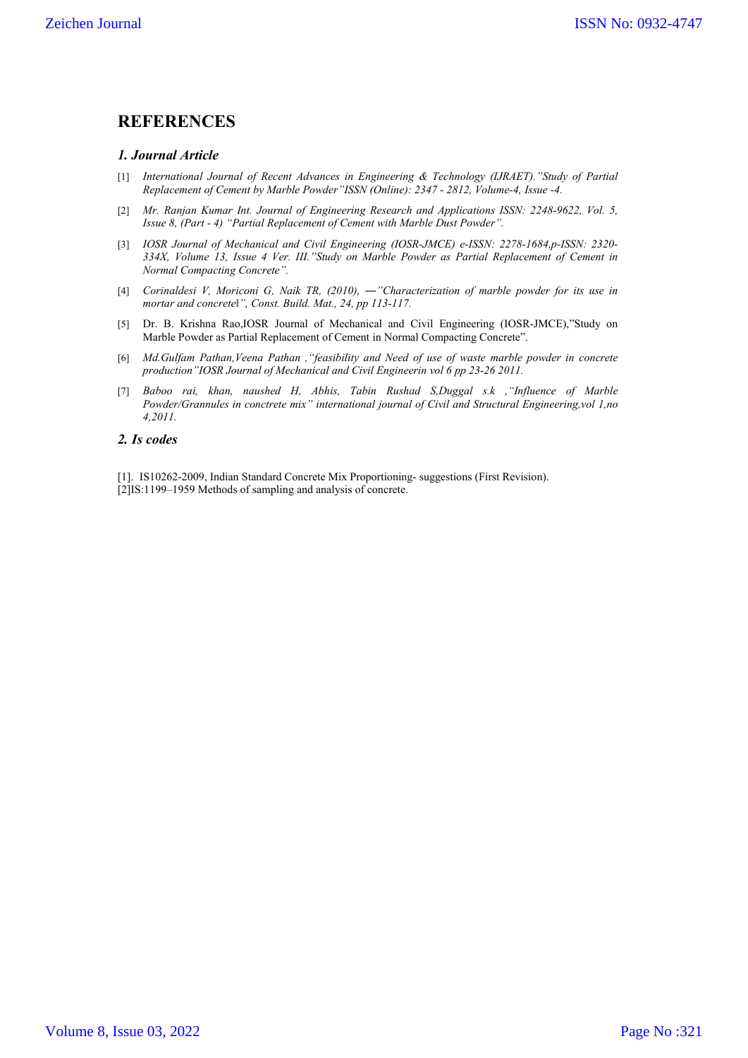## REFERENCES

### *1. Journal Article*

[1] *International Journal of Recent Advances in Engineering & Technology (IJRAET)."Study of Partial Replacement of Cement by Marble Powder"ISSN (Online): 2347 - 2812, Volume-4, Issue -4.*

[2] *Mr. Ranjan Kumar Int. Journal of Engineering Research and Applications ISSN: 2248-9622, Vol. 5, Issue 8, (Part - 4) "Partial Replacement of Cement with Marble Dust Powder".*

[3] *IOSR Journal of Mechanical and Civil Engineering (IOSR-JMCE) e-ISSN: 2278-1684,p-ISSN: 2320-334X, Volume 13, Issue 4 Ver. III."Study on Marble Powder as Partial Replacement of Cement in Normal Compacting Concrete".*

[4] *Corinaldesi V, Moriconi G, Naik TR, (2010), ―"Characterization of marble powder for its use in mortar and concrete\", Const. Build. Mat., 24, pp 113-117.*

[5] Dr. B. Krishna Rao,IOSR Journal of Mechanical and Civil Engineering (IOSR-JMCE),"Study on Marble Powder as Partial Replacement of Cement in Normal Compacting Concrete".

[6] *Md.Gulfam Pathan,Veena Pathan ,"feasibility and Need of use of waste marble powder in concrete production"IOSR Journal of Mechanical and Civil Engineerin vol 6 pp 23-26 2011.*

[7] *Baboo rai, khan, naushed H, Abhis, Tabin Rushad S,Duggal s.k ,"Influence of Marble Powder/Grannules in conctrete mix" international journal of Civil and Structural Engineering,vol 1,no 4,2011.*

### *2. Is codes*

[1]. IS10262-2009, Indian Standard Concrete Mix Proportioning- suggestions (First Revision).
[2]IS:1199–1959 Methods of sampling and analysis of concrete.